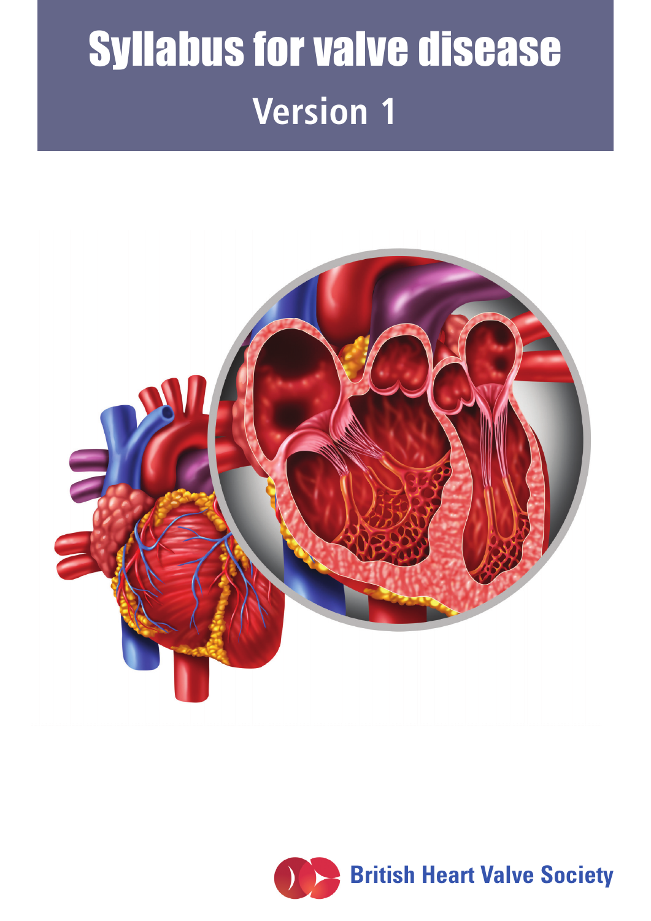# Syllabus for valve disease

## Version 1

British Heart Valve Society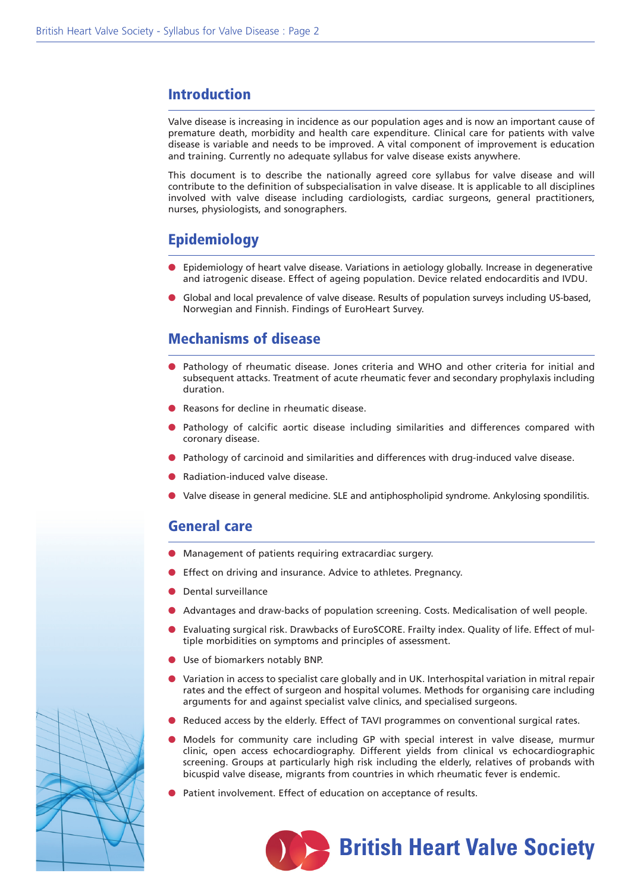## Introduction

Valve disease is increasing in incidence as our population ages and is now an important cause of premature death, morbidity and health care expenditure. Clinical care for patients with valve disease is variable and needs to be improved. A vital component of improvement is education and training. Currently no adequate syllabus for valve disease exists anywhere.

This document is to describe the nationally agreed core syllabus for valve disease and will contribute to the definition of subspecialisation in valve disease. It is applicable to all disciplines involved with valve disease including cardiologists, cardiac surgeons, general practitioners, nurses, physiologists, and sonographers.

## Epidemiology

- Epidemiology of heart valve disease. Variations in aetiology globally. Increase in degenerative and iatrogenic disease. Effect of ageing population. Device related endocarditis and IVDU.
- Global and local prevalence of valve disease. Results of population surveys including US-based, Norwegian and Finnish. Findings of EuroHeart Survey.

## Mechanisms of disease

- Pathology of rheumatic disease. Jones criteria and WHO and other criteria for initial and subsequent attacks. Treatment of acute rheumatic fever and secondary prophylaxis including duration.
- Reasons for decline in rheumatic disease.
- Pathology of calcific aortic disease including similarities and differences compared with coronary disease.
- Pathology of carcinoid and similarities and differences with drug-induced valve disease.
- Radiation-induced valve disease.
- Valve disease in general medicine. SLE and antiphospholipid syndrome. Ankylosing spondilitis.

## General care

- Management of patients requiring extracardiac surgery.
- Effect on driving and insurance. Advice to athletes. Pregnancy.
- Dental surveillance
- Advantages and draw-backs of population screening. Costs. Medicalisation of well people.
- Evaluating surgical risk. Drawbacks of EuroSCORE. Frailty index. Quality of life. Effect of multiple morbidities on symptoms and principles of assessment.
- Use of biomarkers notably BNP.
- Variation in access to specialist care globally and in UK. Interhospital variation in mitral repair rates and the effect of surgeon and hospital volumes. Methods for organising care including arguments for and against specialist valve clinics, and specialised surgeons.
- Reduced access by the elderly. Effect of TAVI programmes on conventional surgical rates.
- Models for community care including GP with special interest in valve disease, murmur clinic, open access echocardiography. Different yields from clinical vs echocardiographic screening. Groups at particularly high risk including the elderly, relatives of probands with bicuspid valve disease, migrants from countries in which rheumatic fever is endemic.
- Patient involvement. Effect of education on acceptance of results.

British Heart Valve Society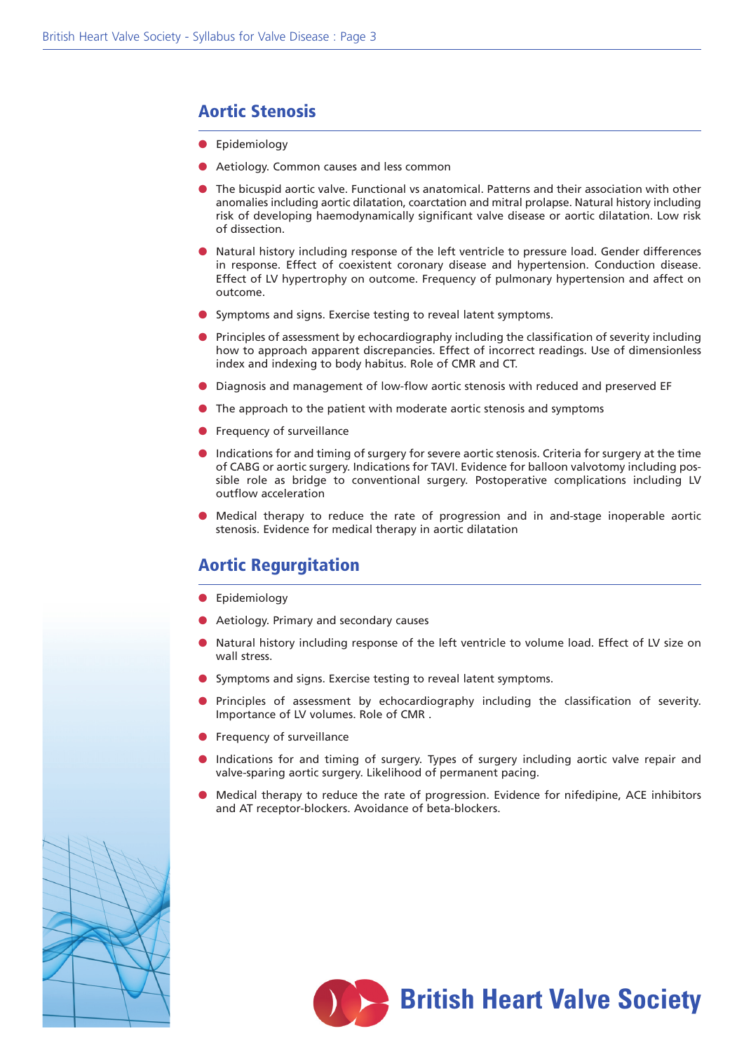## Aortic Stenosis

- Epidemiology
- Aetiology. Common causes and less common
- The bicuspid aortic valve. Functional vs anatomical. Patterns and their association with other anomalies including aortic dilatation, coarctation and mitral prolapse. Natural history including risk of developing haemodynamically significant valve disease or aortic dilatation. Low risk of dissection.
- Natural history including response of the left ventricle to pressure load. Gender differences in response. Effect of coexistent coronary disease and hypertension. Conduction disease. Effect of LV hypertrophy on outcome. Frequency of pulmonary hypertension and affect on outcome.
- Symptoms and signs. Exercise testing to reveal latent symptoms.
- Principles of assessment by echocardiography including the classification of severity including how to approach apparent discrepancies. Effect of incorrect readings. Use of dimensionless index and indexing to body habitus. Role of CMR and CT.
- Diagnosis and management of low-flow aortic stenosis with reduced and preserved EF
- The approach to the patient with moderate aortic stenosis and symptoms
- Frequency of surveillance
- Indications for and timing of surgery for severe aortic stenosis. Criteria for surgery at the time of CABG or aortic surgery. Indications for TAVI. Evidence for balloon valvotomy including possible role as bridge to conventional surgery. Postoperative complications including LV outflow acceleration
- Medical therapy to reduce the rate of progression and in and-stage inoperable aortic stenosis. Evidence for medical therapy in aortic dilatation

## Aortic Regurgitation

- Epidemiology
- Aetiology. Primary and secondary causes
- Natural history including response of the left ventricle to volume load. Effect of LV size on wall stress.
- Symptoms and signs. Exercise testing to reveal latent symptoms.
- Principles of assessment by echocardiography including the classification of severity. Importance of LV volumes. Role of CMR .
- Frequency of surveillance
- Indications for and timing of surgery. Types of surgery including aortic valve repair and valve-sparing aortic surgery. Likelihood of permanent pacing.
- Medical therapy to reduce the rate of progression. Evidence for nifedipine, ACE inhibitors and AT receptor-blockers. Avoidance of beta-blockers.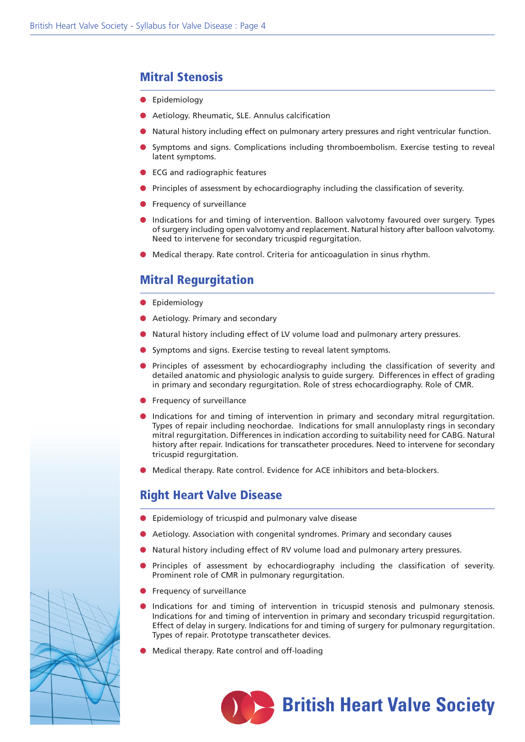## Mitral Stenosis

- Epidemiology
- Aetiology. Rheumatic, SLE. Annulus calcification
- Natural history including effect on pulmonary artery pressures and right ventricular function.
- Symptoms and signs. Complications including thromboembolism. Exercise testing to reveal latent symptoms.
- ECG and radiographic features
- Principles of assessment by echocardiography including the classification of severity.
- Frequency of surveillance
- Indications for and timing of intervention. Balloon valvotomy favoured over surgery. Types of surgery including open valvotomy and replacement. Natural history after balloon valvotomy. Need to intervene for secondary tricuspid regurgitation.
- Medical therapy. Rate control. Criteria for anticoagulation in sinus rhythm.

## Mitral Regurgitation

- Epidemiology
- Aetiology. Primary and secondary
- Natural history including effect of LV volume load and pulmonary artery pressures.
- Symptoms and signs. Exercise testing to reveal latent symptoms.
- Principles of assessment by echocardiography including the classification of severity and detailed anatomic and physiologic analysis to guide surgery. Differences in effect of grading in primary and secondary regurgitation. Role of stress echocardiography. Role of CMR.
- Frequency of surveillance
- Indications for and timing of intervention in primary and secondary mitral regurgitation. Types of repair including neochordae. Indications for small annuloplasty rings in secondary mitral regurgitation. Differences in indication according to suitability need for CABG. Natural history after repair. Indications for transcatheter procedures. Need to intervene for secondary tricuspid regurgitation.
- Medical therapy. Rate control. Evidence for ACE inhibitors and beta-blockers.

## Right Heart Valve Disease

- Epidemiology of tricuspid and pulmonary valve disease
- Aetiology. Association with congenital syndromes. Primary and secondary causes
- Natural history including effect of RV volume load and pulmonary artery pressures.
- Principles of assessment by echocardiography including the classification of severity. Prominent role of CMR in pulmonary regurgitation.
- Frequency of surveillance
- Indications for and timing of intervention in tricuspid stenosis and pulmonary stenosis. Indications for and timing of intervention in primary and secondary tricuspid regurgitation. Effect of delay in surgery. Indications for and timing of surgery for pulmonary regurgitation. Types of repair. Prototype transcatheter devices.
- Medical therapy. Rate control and off-loading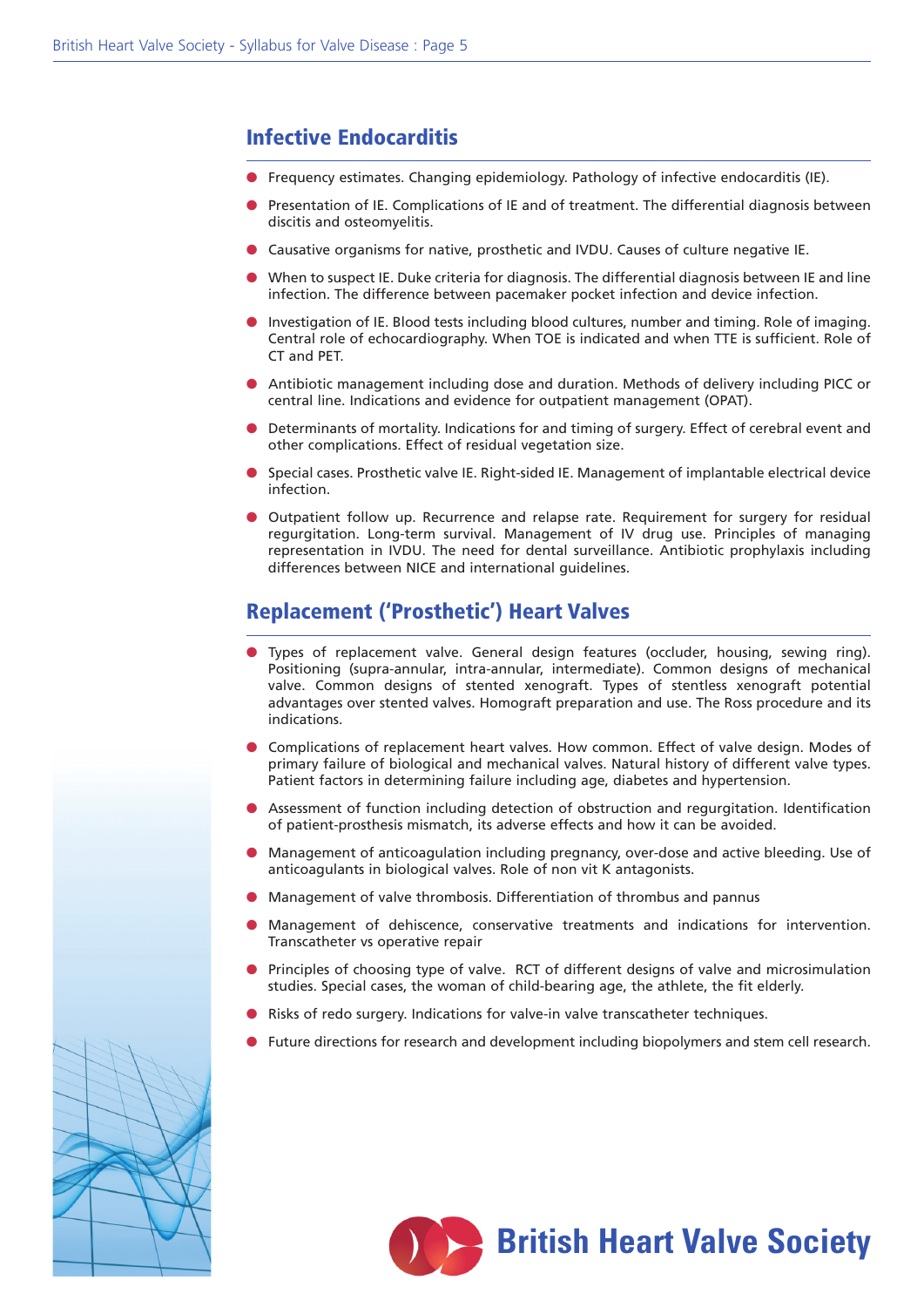## Infective Endocarditis

- Frequency estimates. Changing epidemiology. Pathology of infective endocarditis (IE).
- Presentation of IE. Complications of IE and of treatment. The differential diagnosis between discitis and osteomyelitis.
- Causative organisms for native, prosthetic and IVDU. Causes of culture negative IE.
- When to suspect IE. Duke criteria for diagnosis. The differential diagnosis between IE and line infection. The difference between pacemaker pocket infection and device infection.
- Investigation of IE. Blood tests including blood cultures, number and timing. Role of imaging. Central role of echocardiography. When TOE is indicated and when TTE is sufficient. Role of CT and PET.
- Antibiotic management including dose and duration. Methods of delivery including PICC or central line. Indications and evidence for outpatient management (OPAT).
- Determinants of mortality. Indications for and timing of surgery. Effect of cerebral event and other complications. Effect of residual vegetation size.
- Special cases. Prosthetic valve IE. Right-sided IE. Management of implantable electrical device infection.
- Outpatient follow up. Recurrence and relapse rate. Requirement for surgery for residual regurgitation. Long-term survival. Management of IV drug use. Principles of managing representation in IVDU. The need for dental surveillance. Antibiotic prophylaxis including differences between NICE and international guidelines.

## Replacement ('Prosthetic') Heart Valves

- Types of replacement valve. General design features (occluder, housing, sewing ring). Positioning (supra-annular, intra-annular, intermediate). Common designs of mechanical valve. Common designs of stented xenograft. Types of stentless xenograft potential advantages over stented valves. Homograft preparation and use. The Ross procedure and its indications.
- Complications of replacement heart valves. How common. Effect of valve design. Modes of primary failure of biological and mechanical valves. Natural history of different valve types. Patient factors in determining failure including age, diabetes and hypertension.
- Assessment of function including detection of obstruction and regurgitation. Identification of patient-prosthesis mismatch, its adverse effects and how it can be avoided.
- Management of anticoagulation including pregnancy, over-dose and active bleeding. Use of anticoagulants in biological valves. Role of non vit K antagonists.
- Management of valve thrombosis. Differentiation of thrombus and pannus
- Management of dehiscence, conservative treatments and indications for intervention. Transcatheter vs operative repair
- Principles of choosing type of valve. RCT of different designs of valve and microsimulation studies. Special cases, the woman of child-bearing age, the athlete, the fit elderly.
- Risks of redo surgery. Indications for valve-in valve transcatheter techniques.
- Future directions for research and development including biopolymers and stem cell research.

British Heart Valve Society